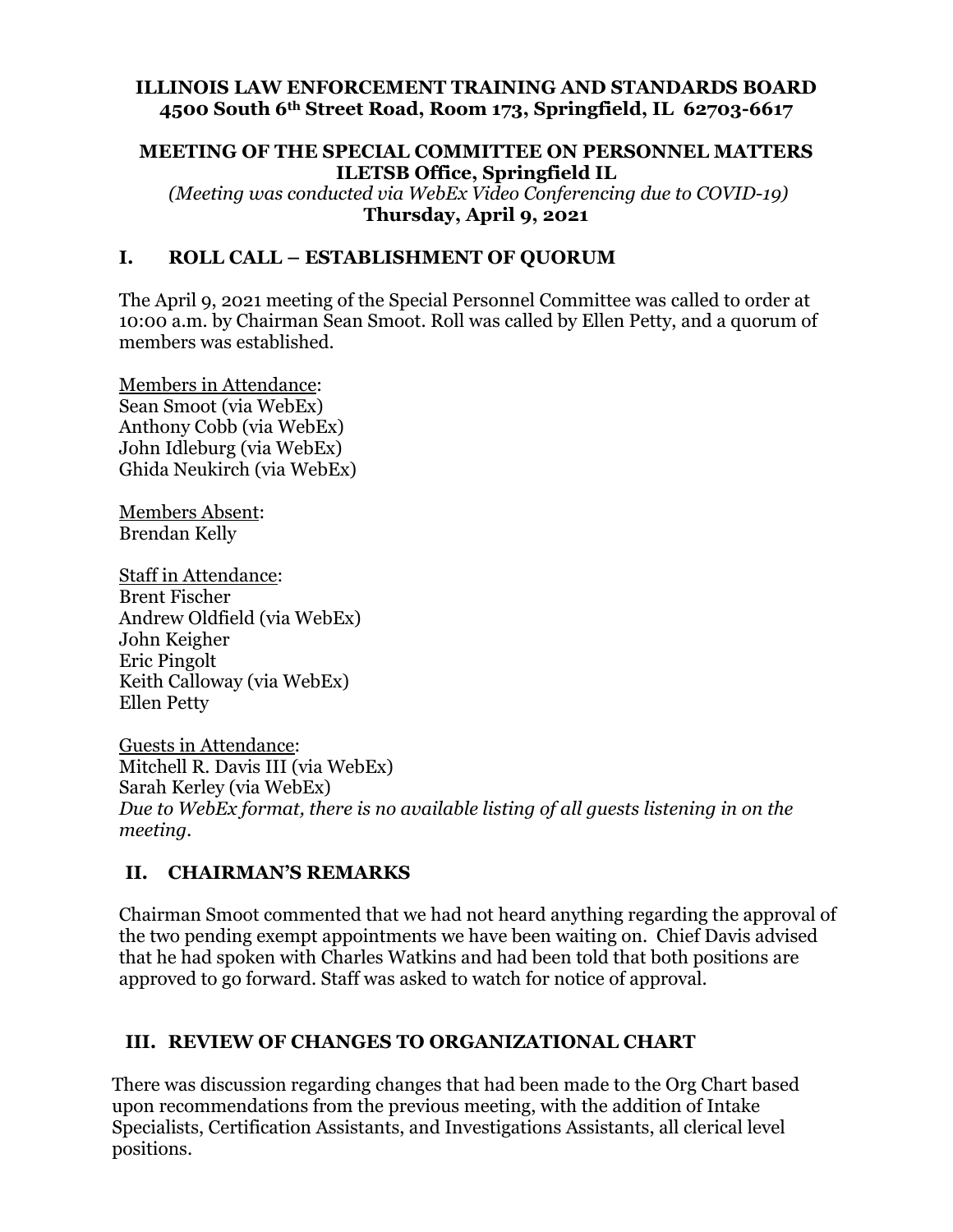**ILLINOIS LAW ENFORCEMENT TRAINING AND STANDARDS BOARD**
**4500 South 6th Street Road, Room 173, Springfield, IL 62703-6617**

**MEETING OF THE SPECIAL COMMITTEE ON PERSONNEL MATTERS**
**ILETSB Office, Springfield IL**
*(Meeting was conducted via WebEx Video Conferencing due to COVID-19)*
**Thursday, April 9, 2021**

## I. ROLL CALL – ESTABLISHMENT OF QUORUM

The April 9, 2021 meeting of the Special Personnel Committee was called to order at 10:00 a.m. by Chairman Sean Smoot. Roll was called by Ellen Petty, and a quorum of members was established.

Members in Attendance:
Sean Smoot (via WebEx)
Anthony Cobb (via WebEx)
John Idleburg (via WebEx)
Ghida Neukirch (via WebEx)

Members Absent:
Brendan Kelly

Staff in Attendance:
Brent Fischer
Andrew Oldfield (via WebEx)
John Keigher
Eric Pingolt
Keith Calloway (via WebEx)
Ellen Petty

Guests in Attendance:
Mitchell R. Davis III (via WebEx)
Sarah Kerley (via WebEx)
*Due to WebEx format, there is no available listing of all guests listening in on the meeting.*

## II. CHAIRMAN'S REMARKS

Chairman Smoot commented that we had not heard anything regarding the approval of the two pending exempt appointments we have been waiting on. Chief Davis advised that he had spoken with Charles Watkins and had been told that both positions are approved to go forward. Staff was asked to watch for notice of approval.

## III. REVIEW OF CHANGES TO ORGANIZATIONAL CHART

There was discussion regarding changes that had been made to the Org Chart based upon recommendations from the previous meeting, with the addition of Intake Specialists, Certification Assistants, and Investigations Assistants, all clerical level positions.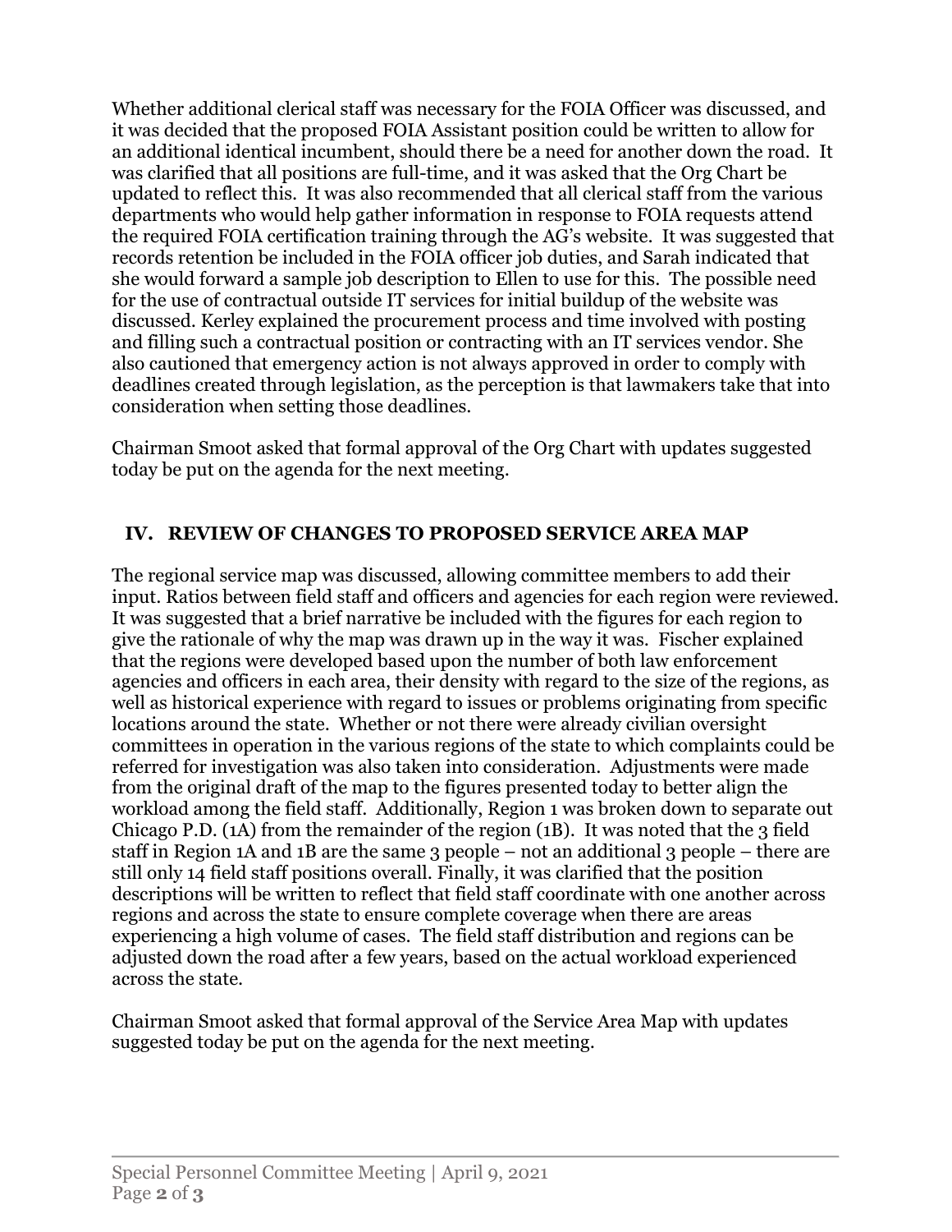Whether additional clerical staff was necessary for the FOIA Officer was discussed, and it was decided that the proposed FOIA Assistant position could be written to allow for an additional identical incumbent, should there be a need for another down the road. It was clarified that all positions are full-time, and it was asked that the Org Chart be updated to reflect this. It was also recommended that all clerical staff from the various departments who would help gather information in response to FOIA requests attend the required FOIA certification training through the AG's website. It was suggested that records retention be included in the FOIA officer job duties, and Sarah indicated that she would forward a sample job description to Ellen to use for this. The possible need for the use of contractual outside IT services for initial buildup of the website was discussed. Kerley explained the procurement process and time involved with posting and filling such a contractual position or contracting with an IT services vendor. She also cautioned that emergency action is not always approved in order to comply with deadlines created through legislation, as the perception is that lawmakers take that into consideration when setting those deadlines.

Chairman Smoot asked that formal approval of the Org Chart with updates suggested today be put on the agenda for the next meeting.

## IV. REVIEW OF CHANGES TO PROPOSED SERVICE AREA MAP

The regional service map was discussed, allowing committee members to add their input. Ratios between field staff and officers and agencies for each region were reviewed. It was suggested that a brief narrative be included with the figures for each region to give the rationale of why the map was drawn up in the way it was. Fischer explained that the regions were developed based upon the number of both law enforcement agencies and officers in each area, their density with regard to the size of the regions, as well as historical experience with regard to issues or problems originating from specific locations around the state. Whether or not there were already civilian oversight committees in operation in the various regions of the state to which complaints could be referred for investigation was also taken into consideration. Adjustments were made from the original draft of the map to the figures presented today to better align the workload among the field staff. Additionally, Region 1 was broken down to separate out Chicago P.D. (1A) from the remainder of the region (1B). It was noted that the 3 field staff in Region 1A and 1B are the same 3 people – not an additional 3 people – there are still only 14 field staff positions overall. Finally, it was clarified that the position descriptions will be written to reflect that field staff coordinate with one another across regions and across the state to ensure complete coverage when there are areas experiencing a high volume of cases. The field staff distribution and regions can be adjusted down the road after a few years, based on the actual workload experienced across the state.

Chairman Smoot asked that formal approval of the Service Area Map with updates suggested today be put on the agenda for the next meeting.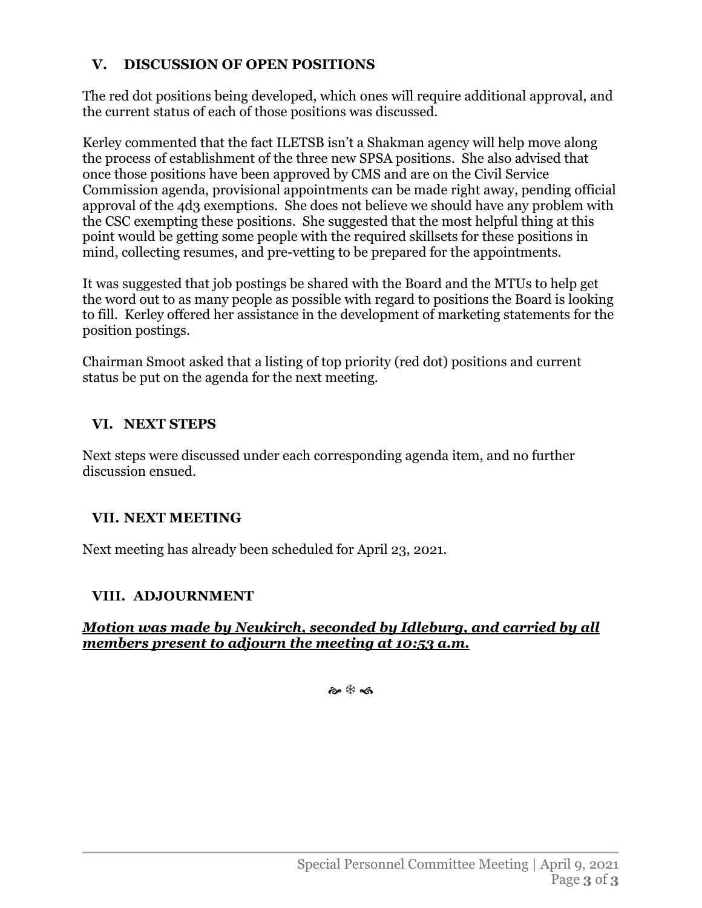## V. DISCUSSION OF OPEN POSITIONS

The red dot positions being developed, which ones will require additional approval, and the current status of each of those positions was discussed.

Kerley commented that the fact ILETSB isn't a Shakman agency will help move along the process of establishment of the three new SPSA positions. She also advised that once those positions have been approved by CMS and are on the Civil Service Commission agenda, provisional appointments can be made right away, pending official approval of the 4d3 exemptions. She does not believe we should have any problem with the CSC exempting these positions. She suggested that the most helpful thing at this point would be getting some people with the required skillsets for these positions in mind, collecting resumes, and pre-vetting to be prepared for the appointments.

It was suggested that job postings be shared with the Board and the MTUs to help get the word out to as many people as possible with regard to positions the Board is looking to fill. Kerley offered her assistance in the development of marketing statements for the position postings.

Chairman Smoot asked that a listing of top priority (red dot) positions and current status be put on the agenda for the next meeting.

## VI. NEXT STEPS

Next steps were discussed under each corresponding agenda item, and no further discussion ensued.

## VII. NEXT MEETING

Next meeting has already been scheduled for April 23, 2021.

## VIII. ADJOURNMENT

***Motion was made by Neukirch, seconded by Idleburg, and carried by all members present to adjourn the meeting at 10:53 a.m.***

☙ ❄ ❧